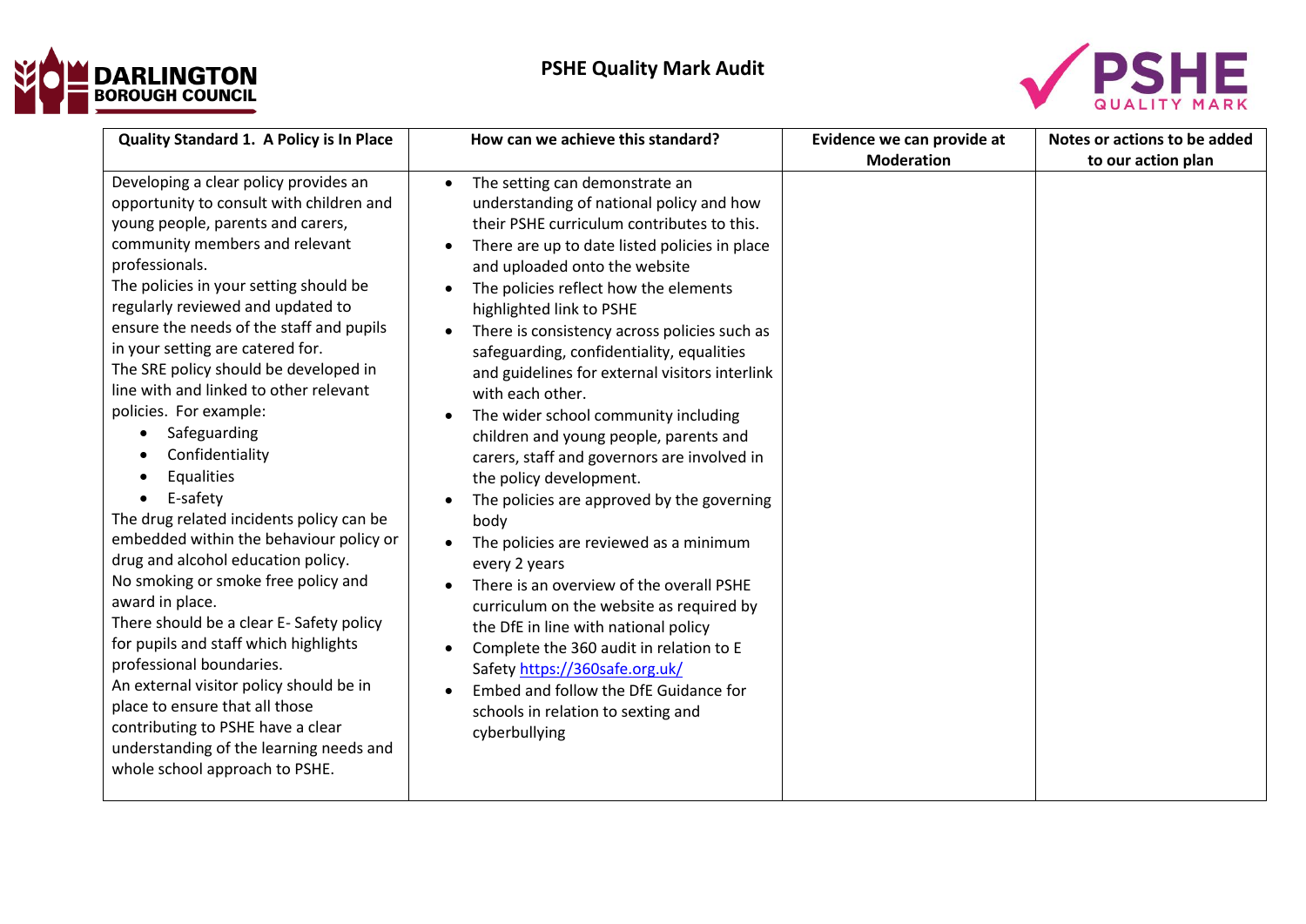# PSHE Quality Mark Audit

| Quality Standard 1. A Policy is In Place | How can we achieve this standard? | Evidence we can provide at Moderation | Notes or actions to be added to our action plan |
|---|---|---|---|
| Developing a clear policy provides an opportunity to consult with children and young people, parents and carers, community members and relevant professionals.<br>The policies in your setting should be regularly reviewed and updated to ensure the needs of the staff and pupils in your setting are catered for.<br>The SRE policy should be developed in line with and linked to other relevant policies. For example:<br>• Safeguarding<br>• Confidentiality<br>• Equalities<br>• E-safety<br>The drug related incidents policy can be embedded within the behaviour policy or drug and alcohol education policy.<br>No smoking or smoke free policy and award in place.<br>There should be a clear E- Safety policy for pupils and staff which highlights professional boundaries.<br>An external visitor policy should be in place to ensure that all those contributing to PSHE have a clear understanding of the learning needs and whole school approach to PSHE. | • The setting can demonstrate an understanding of national policy and how their PSHE curriculum contributes to this.<br>• There are up to date listed policies in place and uploaded onto the website<br>• The policies reflect how the elements highlighted link to PSHE<br>• There is consistency across policies such as safeguarding, confidentiality, equalities and guidelines for external visitors interlink with each other.<br>• The wider school community including children and young people, parents and carers, staff and governors are involved in the policy development.<br>• The policies are approved by the governing body<br>• The policies are reviewed as a minimum every 2 years<br>• There is an overview of the overall PSHE curriculum on the website as required by the DfE in line with national policy<br>• Complete the 360 audit in relation to E Safety https://360safe.org.uk/<br>• Embed and follow the DfE Guidance for schools in relation to sexting and cyberbullying | | |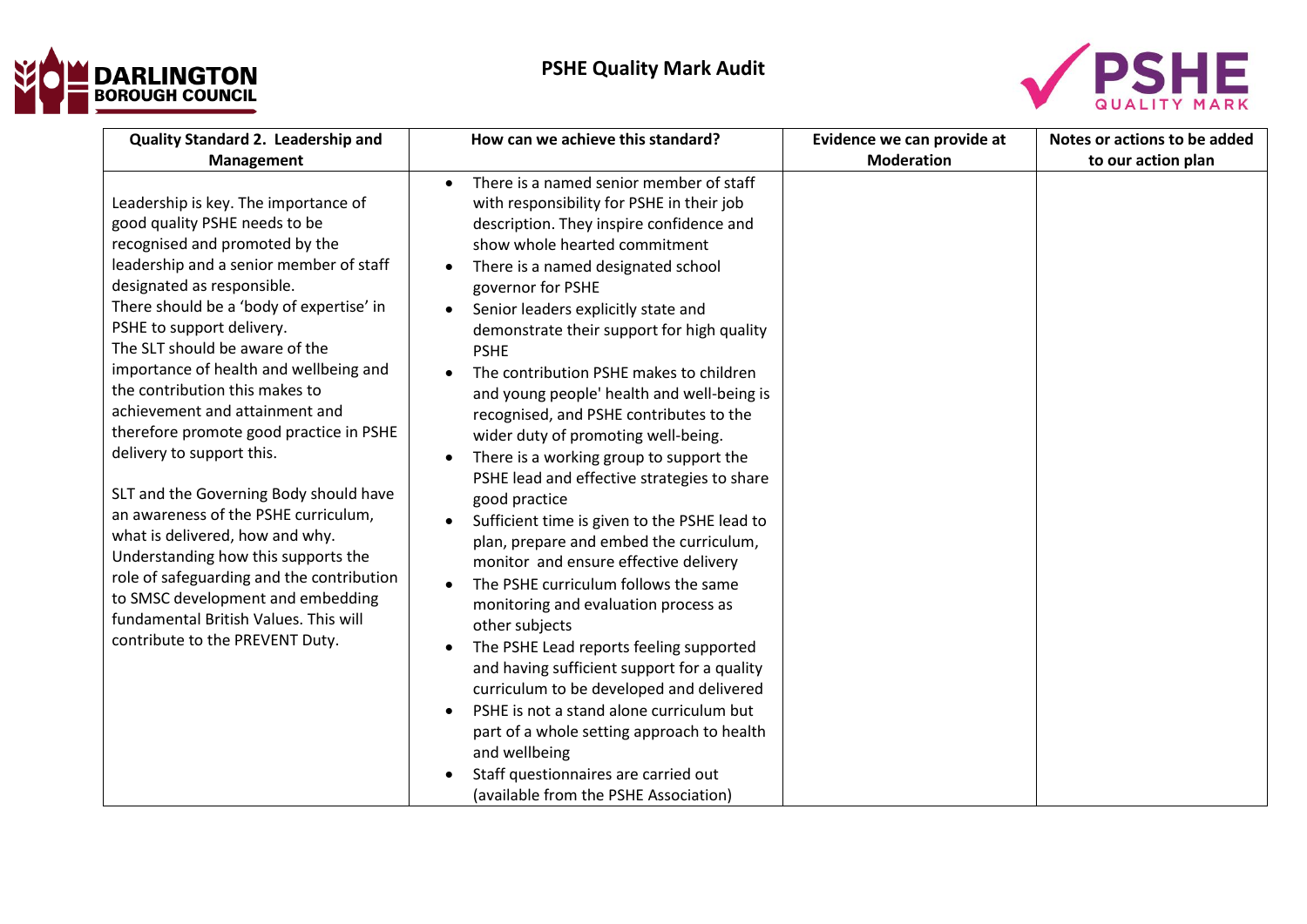# PSHE Quality Mark Audit

| Quality Standard 2. Leadership and Management | How can we achieve this standard? | Evidence we can provide at Moderation | Notes or actions to be added to our action plan |
|---|---|---|---|
| Leadership is key. The importance of good quality PSHE needs to be recognised and promoted by the leadership and a senior member of staff designated as responsible.<br>There should be a 'body of expertise' in PSHE to support delivery.<br>The SLT should be aware of the importance of health and wellbeing and the contribution this makes to achievement and attainment and therefore promote good practice in PSHE delivery to support this.<br><br>SLT and the Governing Body should have an awareness of the PSHE curriculum, what is delivered, how and why. Understanding how this supports the role of safeguarding and the contribution to SMSC development and embedding fundamental British Values. This will contribute to the PREVENT Duty. | • There is a named senior member of staff with responsibility for PSHE in their job description. They inspire confidence and show whole hearted commitment<br>• There is a named designated school governor for PSHE<br>• Senior leaders explicitly state and demonstrate their support for high quality PSHE<br>• The contribution PSHE makes to children and young people' health and well-being is recognised, and PSHE contributes to the wider duty of promoting well-being.<br>• There is a working group to support the PSHE lead and effective strategies to share good practice<br>• Sufficient time is given to the PSHE lead to plan, prepare and embed the curriculum, monitor and ensure effective delivery<br>• The PSHE curriculum follows the same monitoring and evaluation process as other subjects<br>• The PSHE Lead reports feeling supported and having sufficient support for a quality curriculum to be developed and delivered<br>• PSHE is not a stand alone curriculum but part of a whole setting approach to health and wellbeing<br>• Staff questionnaires are carried out (available from the PSHE Association) | | |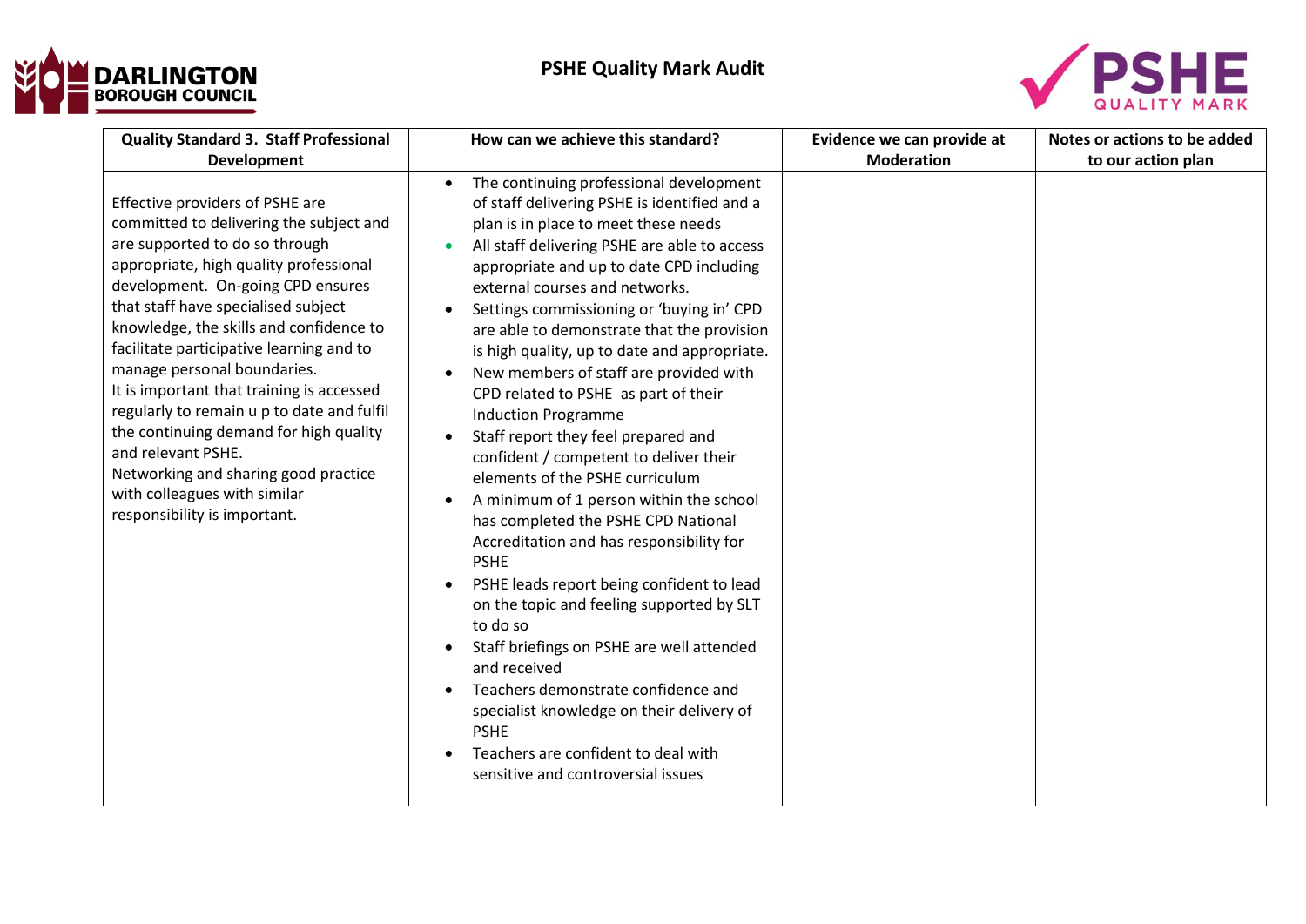# PSHE Quality Mark Audit

| Quality Standard 3. Staff Professional Development | How can we achieve this standard? | Evidence we can provide at Moderation | Notes or actions to be added to our action plan |
|---|---|---|---|
| Effective providers of PSHE are committed to delivering the subject and are supported to do so through appropriate, high quality professional development. On-going CPD ensures that staff have specialised subject knowledge, the skills and confidence to facilitate participative learning and to manage personal boundaries.<br>It is important that training is accessed regularly to remain u p to date and fulfil the continuing demand for high quality and relevant PSHE.<br>Networking and sharing good practice with colleagues with similar responsibility is important. | • The continuing professional development of staff delivering PSHE is identified and a plan is in place to meet these needs<br>• All staff delivering PSHE are able to access appropriate and up to date CPD including external courses and networks.<br>• Settings commissioning or 'buying in' CPD are able to demonstrate that the provision is high quality, up to date and appropriate.<br>• New members of staff are provided with CPD related to PSHE as part of their Induction Programme<br>• Staff report they feel prepared and confident / competent to deliver their elements of the PSHE curriculum<br>• A minimum of 1 person within the school has completed the PSHE CPD National Accreditation and has responsibility for PSHE<br>• PSHE leads report being confident to lead on the topic and feeling supported by SLT to do so<br>• Staff briefings on PSHE are well attended and received<br>• Teachers demonstrate confidence and specialist knowledge on their delivery of PSHE<br>• Teachers are confident to deal with sensitive and controversial issues | | |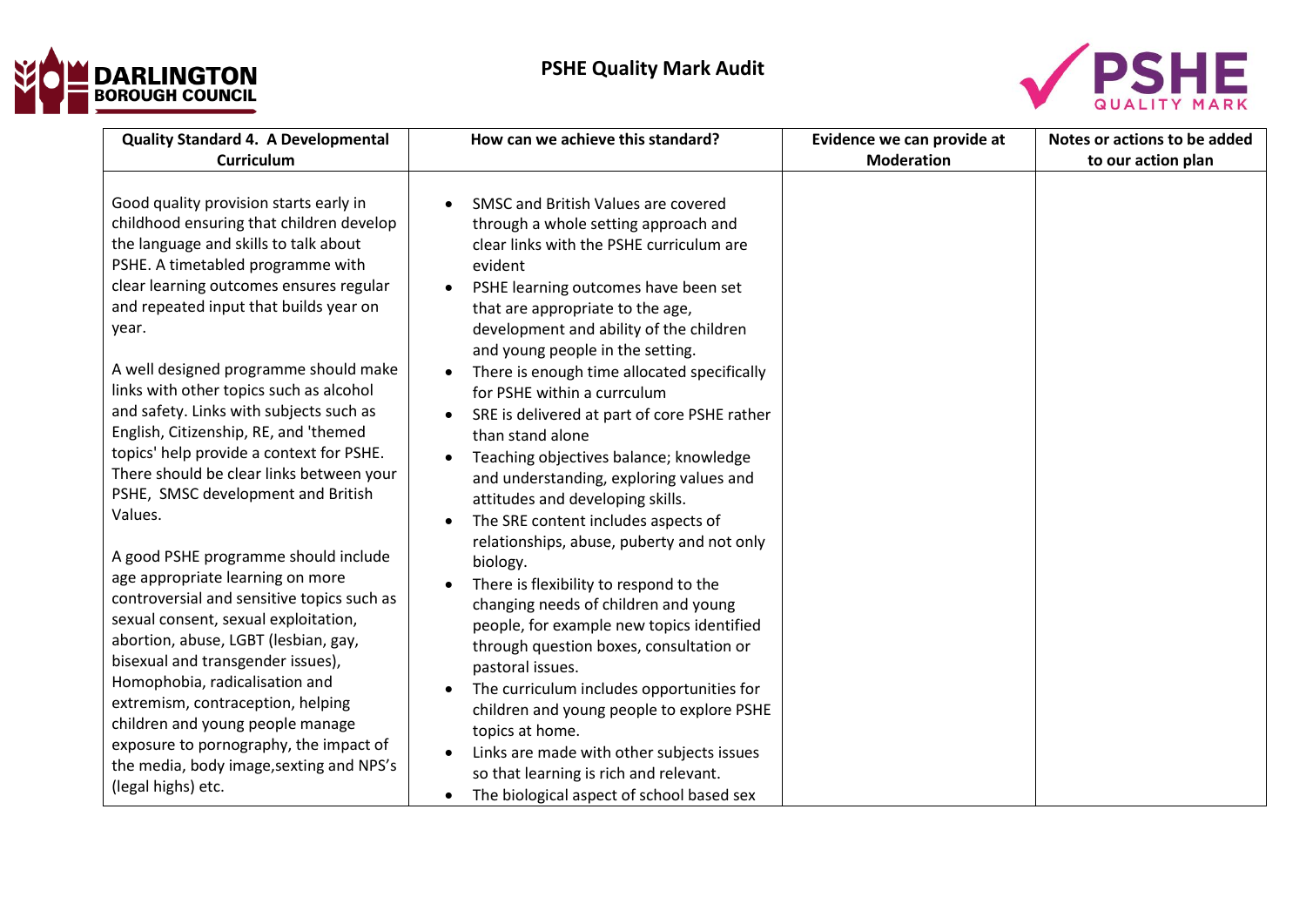# PSHE Quality Mark Audit

| Quality Standard 4. A Developmental Curriculum | How can we achieve this standard? | Evidence we can provide at Moderation | Notes or actions to be added to our action plan |
| --- | --- | --- | --- |
| Good quality provision starts early in childhood ensuring that children develop the language and skills to talk about PSHE. A timetabled programme with clear learning outcomes ensures regular and repeated input that builds year on year.<br><br>A well designed programme should make links with other topics such as alcohol and safety. Links with subjects such as English, Citizenship, RE, and 'themed topics' help provide a context for PSHE. There should be clear links between your PSHE, SMSC development and British Values.<br><br>A good PSHE programme should include age appropriate learning on more controversial and sensitive topics such as sexual consent, sexual exploitation, abortion, abuse, LGBT (lesbian, gay, bisexual and transgender issues), Homophobia, radicalisation and extremism, contraception, helping children and young people manage exposure to pornography, the impact of the media, body image,sexting and NPS's (legal highs) etc. | • SMSC and British Values are covered through a whole setting approach and clear links with the PSHE curriculum are evident<br>• PSHE learning outcomes have been set that are appropriate to the age, development and ability of the children and young people in the setting.<br>• There is enough time allocated specifically for PSHE within a currculum<br>• SRE is delivered at part of core PSHE rather than stand alone<br>• Teaching objectives balance; knowledge and understanding, exploring values and attitudes and developing skills.<br>• The SRE content includes aspects of relationships, abuse, puberty and not only biology.<br>• There is flexibility to respond to the changing needs of children and young people, for example new topics identified through question boxes, consultation or pastoral issues.<br>• The curriculum includes opportunities for children and young people to explore PSHE topics at home.<br>• Links are made with other subjects issues so that learning is rich and relevant.<br>• The biological aspect of school based sex | | |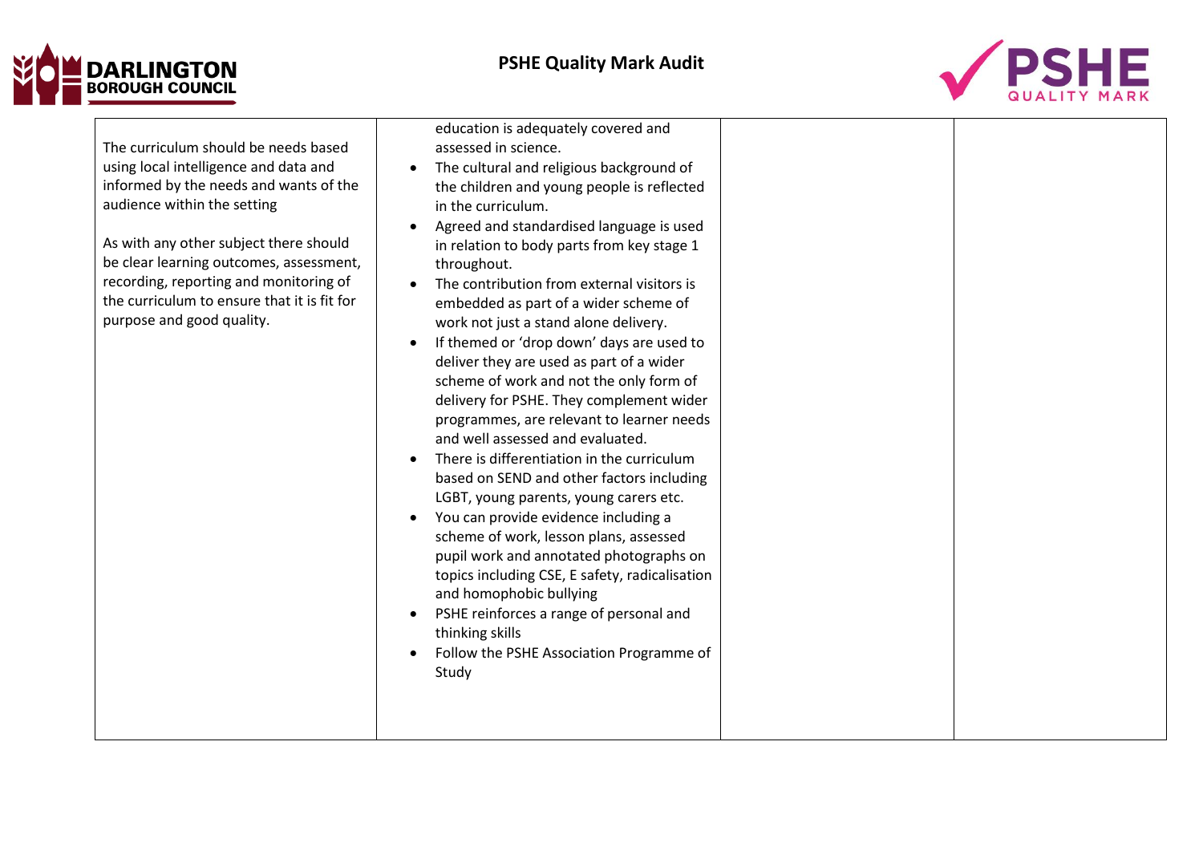| | | | |
|---|---|---|---|
| The curriculum should be needs based using local intelligence and data and informed by the needs and wants of the audience within the setting<br><br>As with any other subject there should be clear learning outcomes, assessment, recording, reporting and monitoring of the curriculum to ensure that it is fit for purpose and good quality. | education is adequately covered and assessed in science.<br>• The cultural and religious background of the children and young people is reflected in the curriculum.<br>• Agreed and standardised language is used in relation to body parts from key stage 1 throughout.<br>• The contribution from external visitors is embedded as part of a wider scheme of work not just a stand alone delivery.<br>• If themed or 'drop down' days are used to deliver they are used as part of a wider scheme of work and not the only form of delivery for PSHE. They complement wider programmes, are relevant to learner needs and well assessed and evaluated.<br>• There is differentiation in the curriculum based on SEND and other factors including LGBT, young parents, young carers etc.<br>• You can provide evidence including a scheme of work, lesson plans, assessed pupil work and annotated photographs on topics including CSE, E safety, radicalisation and homophobic bullying<br>• PSHE reinforces a range of personal and thinking skills<br>• Follow the PSHE Association Programme of Study | | |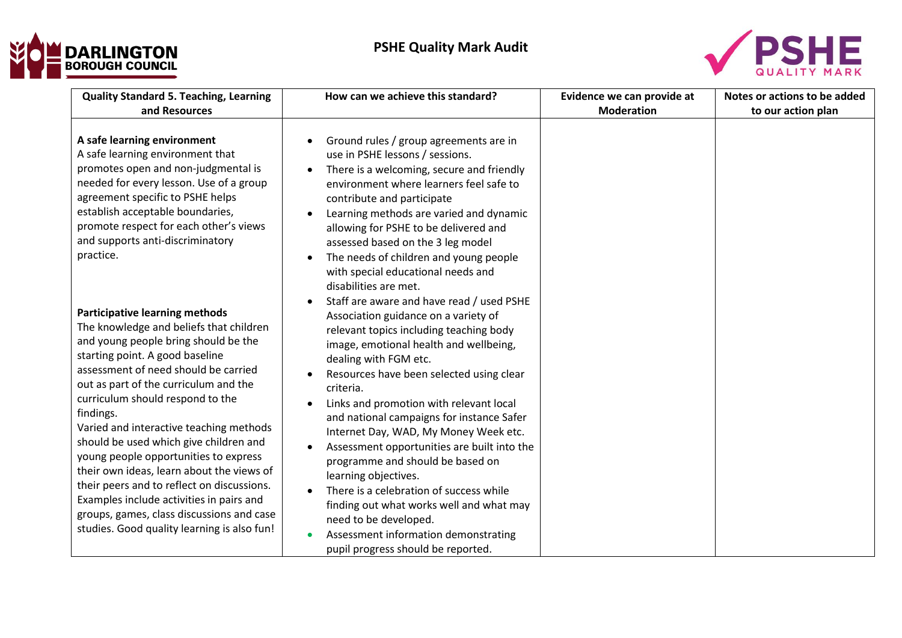# PSHE Quality Mark Audit

| Quality Standard 5. Teaching, Learning and Resources | How can we achieve this standard? | Evidence we can provide at Moderation | Notes or actions to be added to our action plan |
|---|---|---|---|
| **A safe learning environment**<br>A safe learning environment that promotes open and non-judgmental is needed for every lesson. Use of a group agreement specific to PSHE helps establish acceptable boundaries, promote respect for each other's views and supports anti-discriminatory practice.<br><br>**Participative learning methods**<br>The knowledge and beliefs that children and young people bring should be the starting point. A good baseline assessment of need should be carried out as part of the curriculum and the curriculum should respond to the findings.<br>Varied and interactive teaching methods should be used which give children and young people opportunities to express their own ideas, learn about the views of their peers and to reflect on discussions. Examples include activities in pairs and groups, games, class discussions and case studies. Good quality learning is also fun! | • Ground rules / group agreements are in use in PSHE lessons / sessions.<br>• There is a welcoming, secure and friendly environment where learners feel safe to contribute and participate<br>• Learning methods are varied and dynamic allowing for PSHE to be delivered and assessed based on the 3 leg model<br>• The needs of children and young people with special educational needs and disabilities are met.<br>• Staff are aware and have read / used PSHE Association guidance on a variety of relevant topics including teaching body image, emotional health and wellbeing, dealing with FGM etc.<br>• Resources have been selected using clear criteria.<br>• Links and promotion with relevant local and national campaigns for instance Safer Internet Day, WAD, My Money Week etc.<br>• Assessment opportunities are built into the programme and should be based on learning objectives.<br>• There is a celebration of success while finding out what works well and what may need to be developed.<br>• Assessment information demonstrating pupil progress should be reported. | | |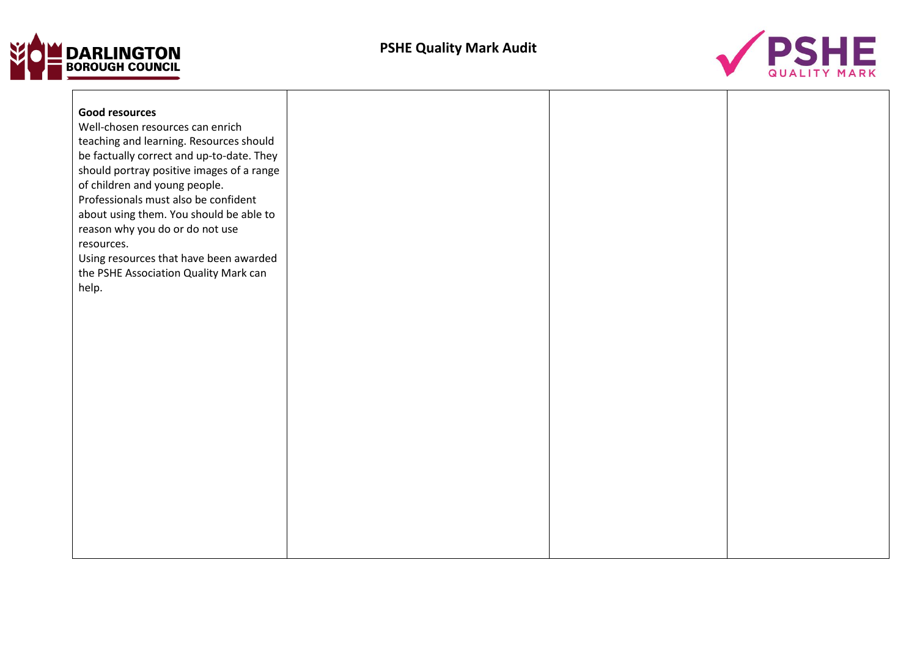| **Good resources**<br>Well-chosen resources can enrich teaching and learning. Resources should be factually correct and up-to-date. They should portray positive images of a range of children and young people.<br>Professionals must also be confident about using them. You should be able to reason why you do or do not use resources.<br>Using resources that have been awarded the PSHE Association Quality Mark can help. | | | |
| --- | --- | --- | --- |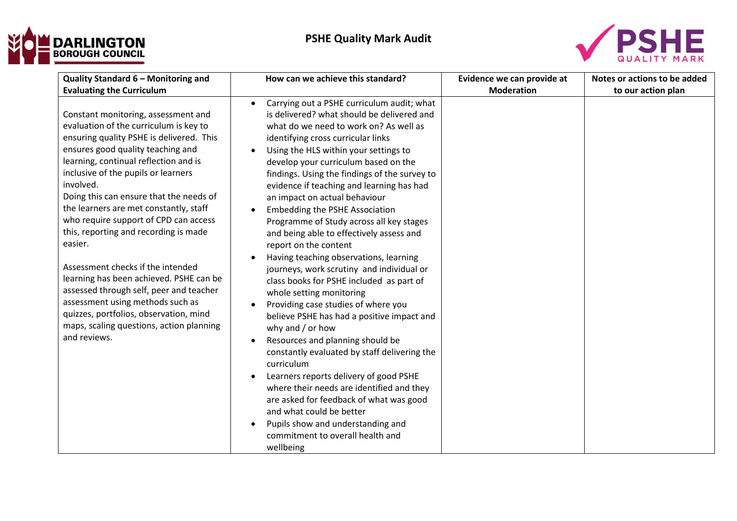# PSHE Quality Mark Audit

| Quality Standard 6 – Monitoring and Evaluating the Curriculum | How can we achieve this standard? | Evidence we can provide at Moderation | Notes or actions to be added to our action plan |
|---|---|---|---|
| Constant monitoring, assessment and evaluation of the curriculum is key to ensuring quality PSHE is delivered. This ensures good quality teaching and learning, continual reflection and is inclusive of the pupils or learners involved.<br>Doing this can ensure that the needs of the learners are met constantly, staff who require support of CPD can access this, reporting and recording is made easier.<br><br>Assessment checks if the intended learning has been achieved. PSHE can be assessed through self, peer and teacher assessment using methods such as quizzes, portfolios, observation, mind maps, scaling questions, action planning and reviews. | • Carrying out a PSHE curriculum audit; what is delivered? what should be delivered and what do we need to work on? As well as identifying cross curricular links<br>• Using the HLS within your settings to develop your curriculum based on the findings. Using the findings of the survey to evidence if teaching and learning has had an impact on actual behaviour<br>• Embedding the PSHE Association Programme of Study across all key stages and being able to effectively assess and report on the content<br>• Having teaching observations, learning journeys, work scrutiny and individual or class books for PSHE included as part of whole setting monitoring<br>• Providing case studies of where you believe PSHE has had a positive impact and why and / or how<br>• Resources and planning should be constantly evaluated by staff delivering the curriculum<br>• Learners reports delivery of good PSHE where their needs are identified and they are asked for feedback of what was good and what could be better<br>• Pupils show and understanding and commitment to overall health and wellbeing | | |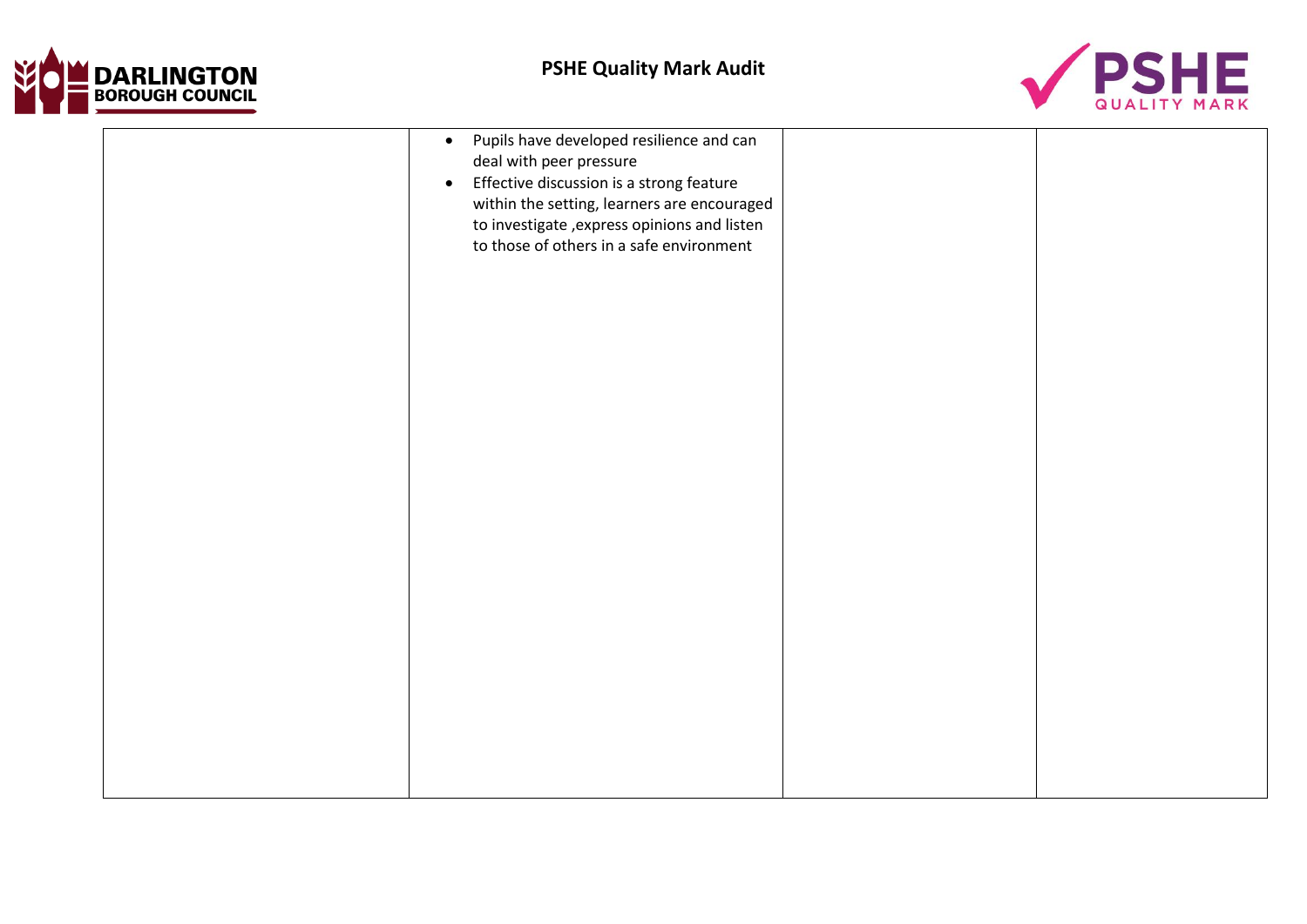|  |  |  |  |
|---|---|---|---|
|  | • Pupils have developed resilience and can deal with peer pressure<br>• Effective discussion is a strong feature within the setting, learners are encouraged to investigate ,express opinions and listen to those of others in a safe environment |  |  |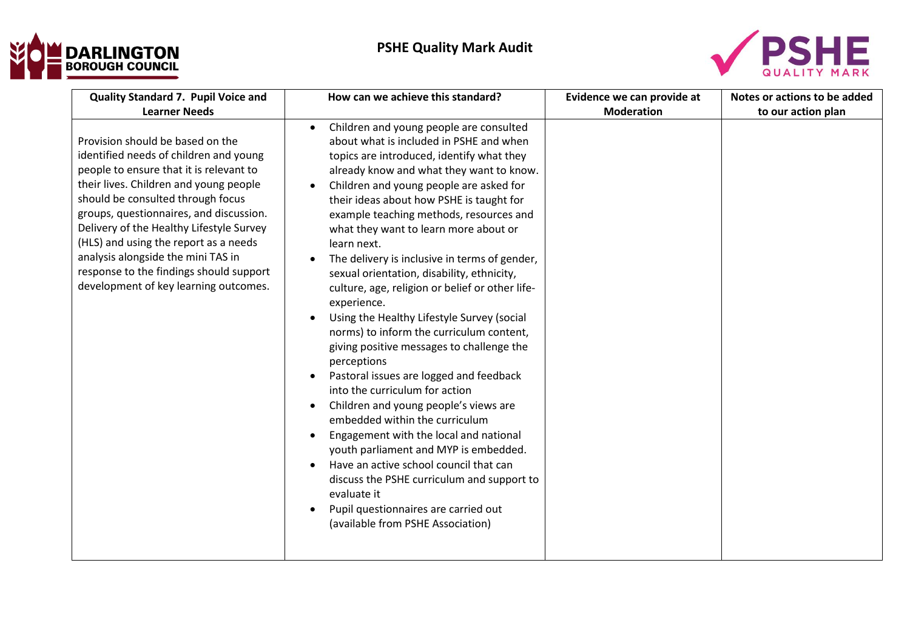# PSHE Quality Mark Audit

| Quality Standard 7. Pupil Voice and Learner Needs | How can we achieve this standard? | Evidence we can provide at Moderation | Notes or actions to be added to our action plan |
|---|---|---|---|
| Provision should be based on the identified needs of children and young people to ensure that it is relevant to their lives. Children and young people should be consulted through focus groups, questionnaires, and discussion. Delivery of the Healthy Lifestyle Survey (HLS) and using the report as a needs analysis alongside the mini TAS in response to the findings should support development of key learning outcomes. | • Children and young people are consulted about what is included in PSHE and when topics are introduced, identify what they already know and what they want to know.<br>• Children and young people are asked for their ideas about how PSHE is taught for example teaching methods, resources and what they want to learn more about or learn next.<br>• The delivery is inclusive in terms of gender, sexual orientation, disability, ethnicity, culture, age, religion or belief or other life-experience.<br>• Using the Healthy Lifestyle Survey (social norms) to inform the curriculum content, giving positive messages to challenge the perceptions<br>• Pastoral issues are logged and feedback into the curriculum for action<br>• Children and young people's views are embedded within the curriculum<br>• Engagement with the local and national youth parliament and MYP is embedded.<br>• Have an active school council that can discuss the PSHE curriculum and support to evaluate it<br>• Pupil questionnaires are carried out (available from PSHE Association) | | |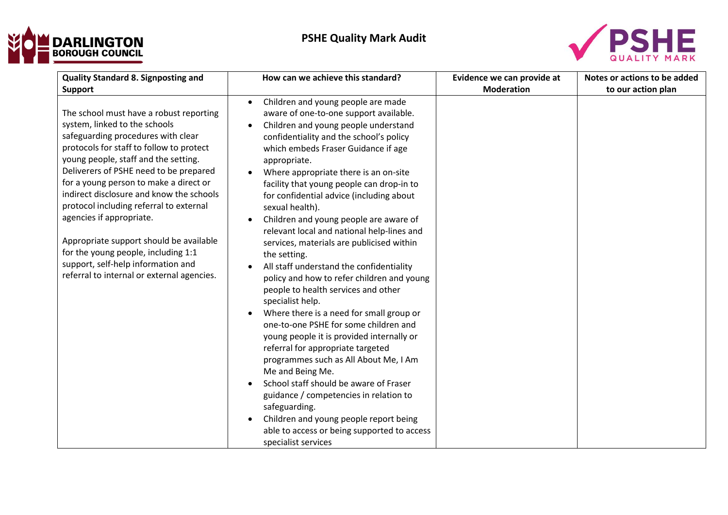# PSHE Quality Mark Audit

| Quality Standard 8. Signposting and Support | How can we achieve this standard? | Evidence we can provide at Moderation | Notes or actions to be added to our action plan |
|---|---|---|---|
| The school must have a robust reporting system, linked to the schools safeguarding procedures with clear protocols for staff to follow to protect young people, staff and the setting. Deliverers of PSHE need to be prepared for a young person to make a direct or indirect disclosure and know the schools protocol including referral to external agencies if appropriate.<br><br>Appropriate support should be available for the young people, including 1:1 support, self-help information and referral to internal or external agencies. | • Children and young people are made aware of one-to-one support available.<br>• Children and young people understand confidentiality and the school's policy which embeds Fraser Guidance if age appropriate.<br>• Where appropriate there is an on-site facility that young people can drop-in to for confidential advice (including about sexual health).<br>• Children and young people are aware of relevant local and national help-lines and services, materials are publicised within the setting.<br>• All staff understand the confidentiality policy and how to refer children and young people to health services and other specialist help.<br>• Where there is a need for small group or one-to-one PSHE for some children and young people it is provided internally or referral for appropriate targeted programmes such as All About Me, I Am Me and Being Me.<br>• School staff should be aware of Fraser guidance / competencies in relation to safeguarding.<br>• Children and young people report being able to access or being supported to access specialist services | | |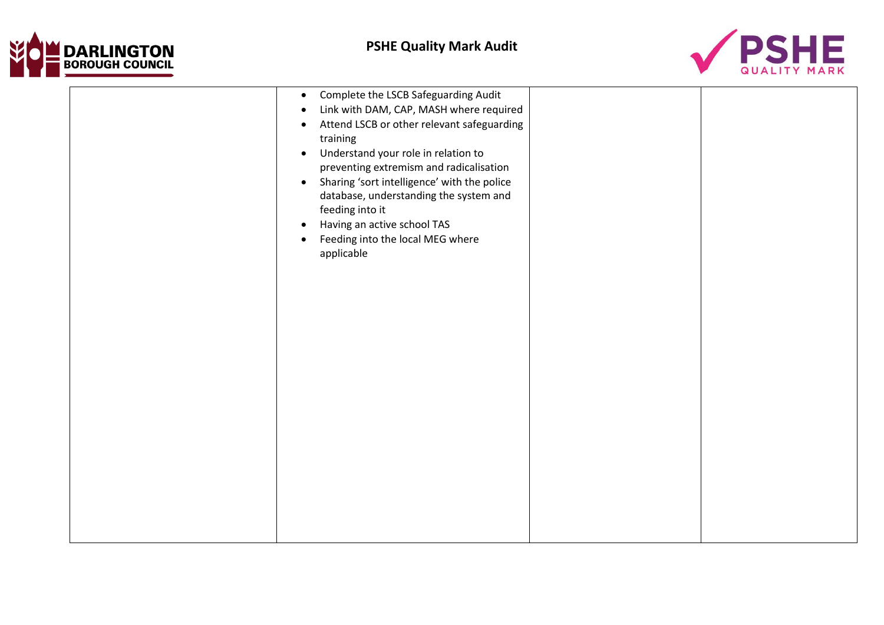|  |  |  |  |
|---|---|---|---|
|  | • Complete the LSCB Safeguarding Audit<br>• Link with DAM, CAP, MASH where required<br>• Attend LSCB or other relevant safeguarding training<br>• Understand your role in relation to preventing extremism and radicalisation<br>• Sharing 'sort intelligence' with the police database, understanding the system and feeding into it<br>• Having an active school TAS<br>• Feeding into the local MEG where applicable |  |  |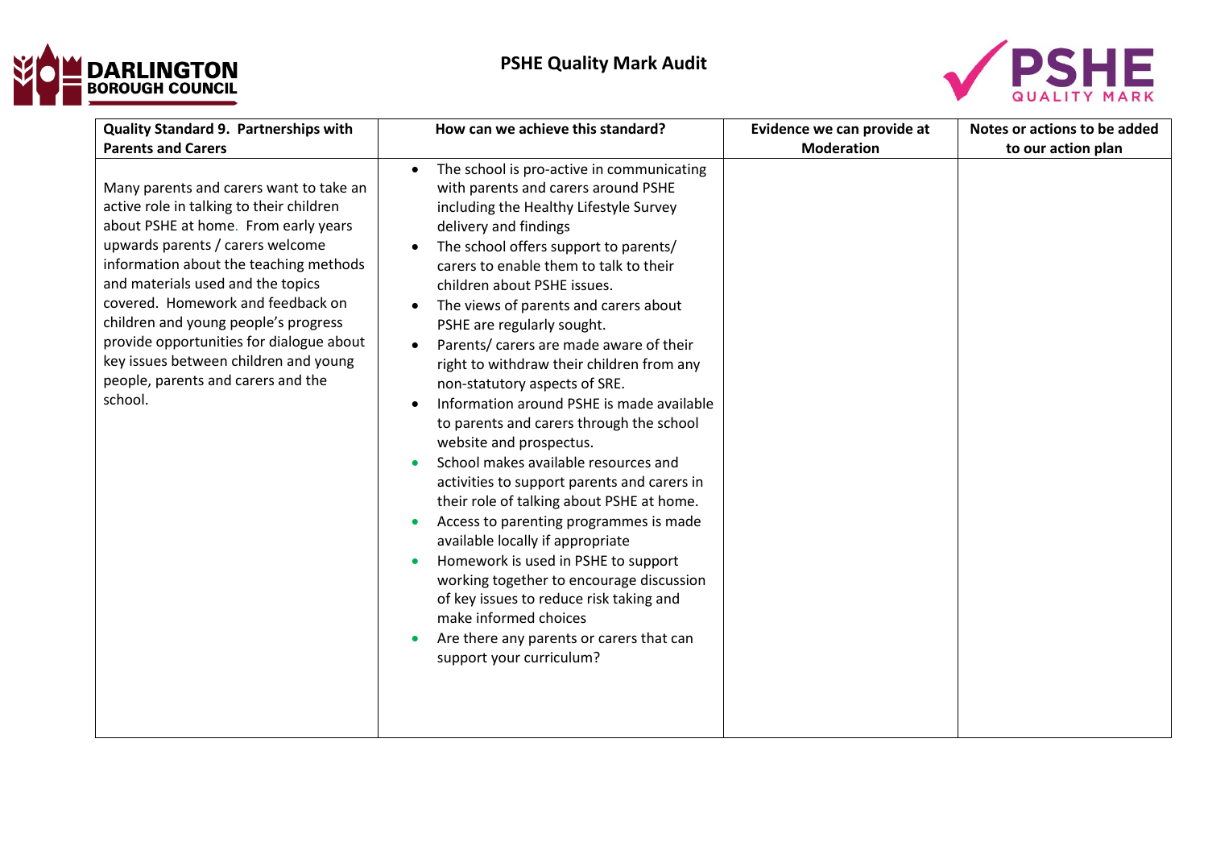# PSHE Quality Mark Audit

| Quality Standard 9. Partnerships with Parents and Carers | How can we achieve this standard? | Evidence we can provide at Moderation | Notes or actions to be added to our action plan |
|---|---|---|---|
| Many parents and carers want to take an active role in talking to their children about PSHE at home. From early years upwards parents / carers welcome information about the teaching methods and materials used and the topics covered. Homework and feedback on children and young people's progress provide opportunities for dialogue about key issues between children and young people, parents and carers and the school. | • The school is pro-active in communicating with parents and carers around PSHE including the Healthy Lifestyle Survey delivery and findings<br>• The school offers support to parents/ carers to enable them to talk to their children about PSHE issues.<br>• The views of parents and carers about PSHE are regularly sought.<br>• Parents/ carers are made aware of their right to withdraw their children from any non-statutory aspects of SRE.<br>• Information around PSHE is made available to parents and carers through the school website and prospectus.<br>• School makes available resources and activities to support parents and carers in their role of talking about PSHE at home.<br>• Access to parenting programmes is made available locally if appropriate<br>• Homework is used in PSHE to support working together to encourage discussion of key issues to reduce risk taking and make informed choices<br>• Are there any parents or carers that can support your curriculum? | | |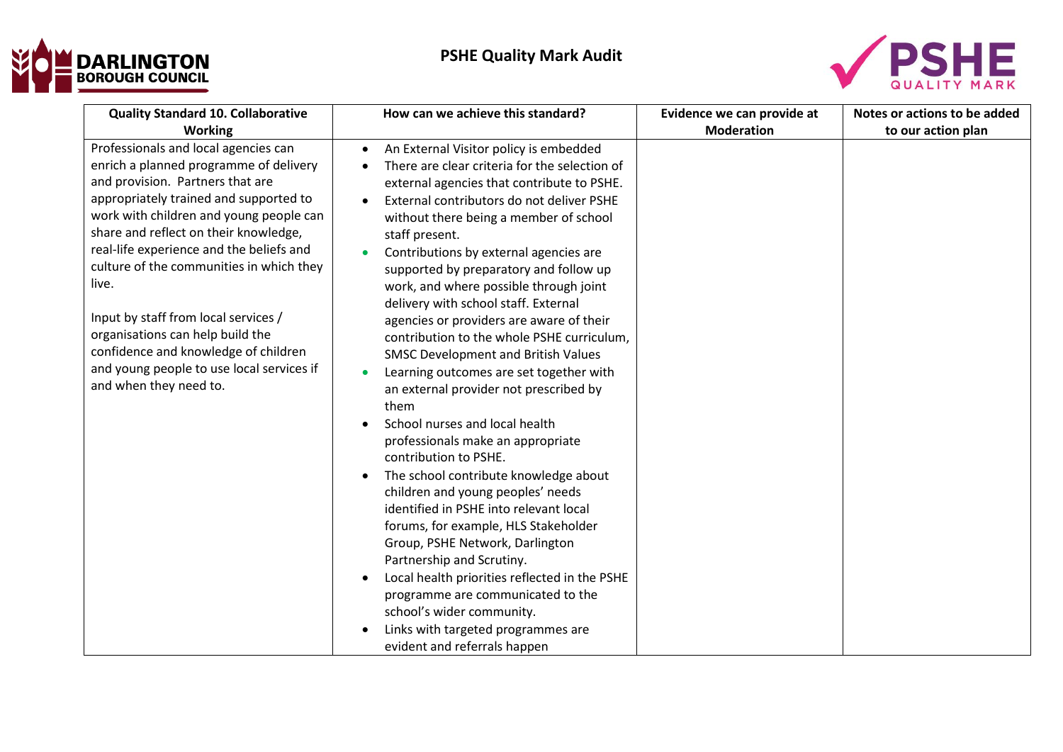# PSHE Quality Mark Audit

| Quality Standard 10. Collaborative Working | How can we achieve this standard? | Evidence we can provide at Moderation | Notes or actions to be added to our action plan |
|---|---|---|---|
| Professionals and local agencies can enrich a planned programme of delivery and provision. Partners that are appropriately trained and supported to work with children and young people can share and reflect on their knowledge, real-life experience and the beliefs and culture of the communities in which they live.<br><br>Input by staff from local services / organisations can help build the confidence and knowledge of children and young people to use local services if and when they need to. | • An External Visitor policy is embedded<br>• There are clear criteria for the selection of external agencies that contribute to PSHE.<br>• External contributors do not deliver PSHE without there being a member of school staff present.<br>• Contributions by external agencies are supported by preparatory and follow up work, and where possible through joint delivery with school staff. External agencies or providers are aware of their contribution to the whole PSHE curriculum, SMSC Development and British Values<br>• Learning outcomes are set together with an external provider not prescribed by them<br>• School nurses and local health professionals make an appropriate contribution to PSHE.<br>• The school contribute knowledge about children and young peoples' needs identified in PSHE into relevant local forums, for example, HLS Stakeholder Group, PSHE Network, Darlington Partnership and Scrutiny.<br>• Local health priorities reflected in the PSHE programme are communicated to the school's wider community.<br>• Links with targeted programmes are evident and referrals happen | | |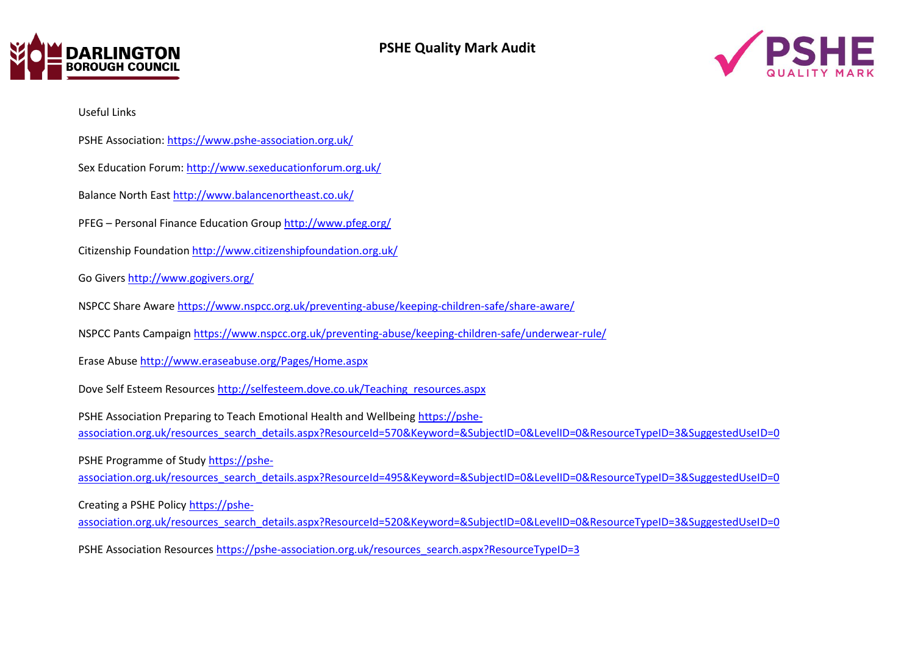Useful Links

PSHE Association: https://www.pshe-association.org.uk/

Sex Education Forum: http://www.sexeducationforum.org.uk/

Balance North East http://www.balancenortheast.co.uk/

PFEG – Personal Finance Education Group http://www.pfeg.org/

Citizenship Foundation http://www.citizenshipfoundation.org.uk/

Go Givers http://www.gogivers.org/

NSPCC Share Aware https://www.nspcc.org.uk/preventing-abuse/keeping-children-safe/share-aware/

NSPCC Pants Campaign https://www.nspcc.org.uk/preventing-abuse/keeping-children-safe/underwear-rule/

Erase Abuse http://www.eraseabuse.org/Pages/Home.aspx

Dove Self Esteem Resources http://selfesteem.dove.co.uk/Teaching_resources.aspx

PSHE Association Preparing to Teach Emotional Health and Wellbeing https://pshe-association.org.uk/resources_search_details.aspx?ResourceId=570&Keyword=&SubjectID=0&LevelID=0&ResourceTypeID=3&SuggestedUseID=0

PSHE Programme of Study https://pshe-association.org.uk/resources_search_details.aspx?ResourceId=495&Keyword=&SubjectID=0&LevelID=0&ResourceTypeID=3&SuggestedUseID=0

Creating a PSHE Policy https://pshe-association.org.uk/resources_search_details.aspx?ResourceId=520&Keyword=&SubjectID=0&LevelID=0&ResourceTypeID=3&SuggestedUseID=0

PSHE Association Resources https://pshe-association.org.uk/resources_search.aspx?ResourceTypeID=3